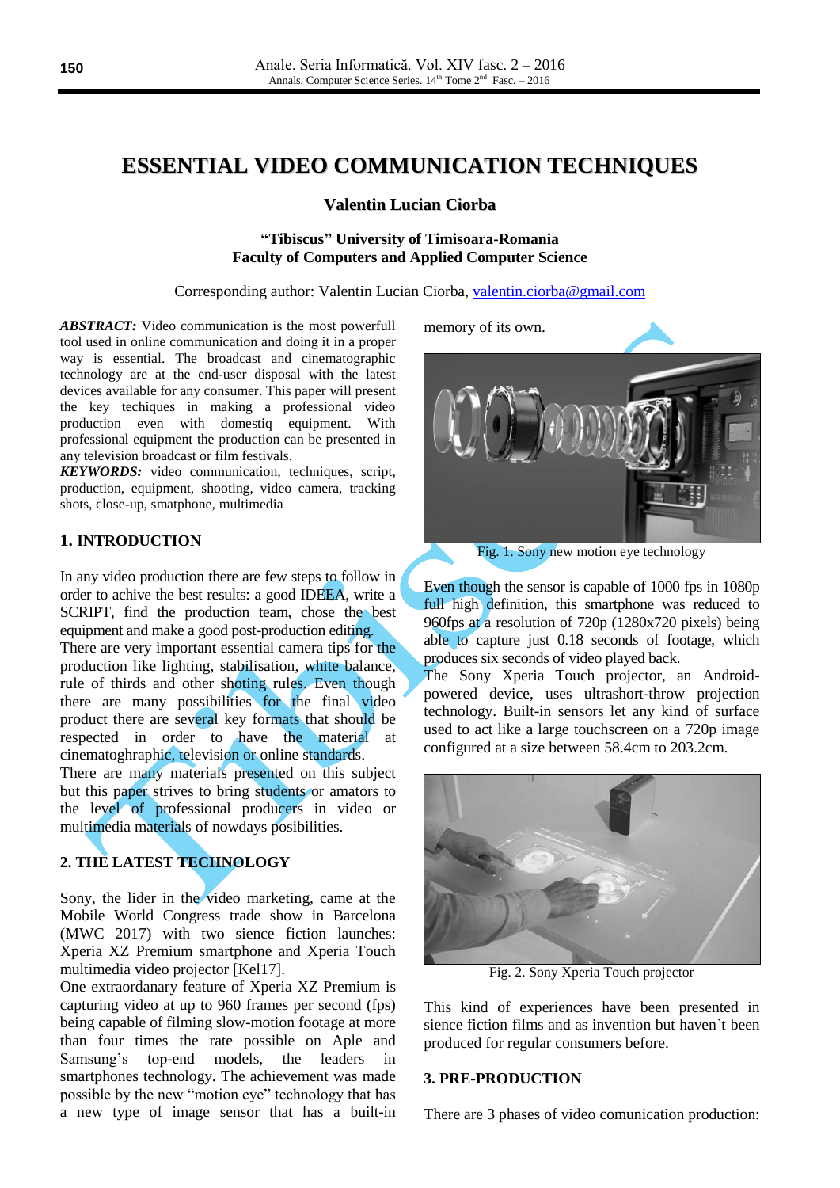# ESSENTIAL VIDEO COMMUNICATION TECHNIQUES

**Valentin Lucian Ciorba**

**"Tibiscus" University of Timisoara-Romania**
**Faculty of Computers and Applied Computer Science**

Corresponding author: Valentin Lucian Ciorba, valentin.ciorba@gmail.com

***ABSTRACT:*** Video communication is the most powerfull tool used in online communication and doing it in a proper way is essential. The broadcast and cinematographic technology are at the end-user disposal with the latest devices available for any consumer. This paper will present the key techiques in making a professional video production even with domestiq equipment. With professional equipment the production can be presented in any television broadcast or film festivals.

***KEYWORDS:*** video communication, techniques, script, production, equipment, shooting, video camera, tracking shots, close-up, smatphone, multimedia

## 1. INTRODUCTION

In any video production there are few steps to follow in order to achive the best results: a good IDEEA, write a SCRIPT, find the production team, chose the best equipment and make a good post-production editing.

There are very important essential camera tips for the production like lighting, stabilisation, white balance, rule of thirds and other shoting rules. Even though there are many possibilities for the final video product there are several key formats that should be respected in order to have the material at cinematoghraphic, television or online standards.

There are many materials presented on this subject but this paper strives to bring students or amators to the level of professional producers in video or multimedia materials of nowdays posibilities.

## 2. THE LATEST TECHNOLOGY

Sony, the lider in the video marketing, came at the Mobile World Congress trade show in Barcelona (MWC 2017) with two sience fiction launches: Xperia XZ Premium smartphone and Xperia Touch multimedia video projector [Kel17].

One extraordanary feature of Xperia XZ Premium is capturing video at up to 960 frames per second (fps) being capable of filming slow-motion footage at more than four times the rate possible on Aple and Samsung's top-end models, the leaders in smartphones technology. The achievement was made possible by the new "motion eye" technology that has a new type of image sensor that has a built-in memory of its own.

Fig. 1. Sony new motion eye technology

Even though the sensor is capable of 1000 fps in 1080p full high definition, this smartphone was reduced to 960fps at a resolution of 720p (1280x720 pixels) being able to capture just 0.18 seconds of footage, which produces six seconds of video played back.

The Sony Xperia Touch projector, an Android-powered device, uses ultrashort-throw projection technology. Built-in sensors let any kind of surface used to act like a large touchscreen on a 720p image configured at a size between 58.4cm to 203.2cm.

Fig. 2. Sony Xperia Touch projector

This kind of experiences have been presented in sience fiction films and as invention but haven`t been produced for regular consumers before.

## 3. PRE-PRODUCTION

There are 3 phases of video comunication production: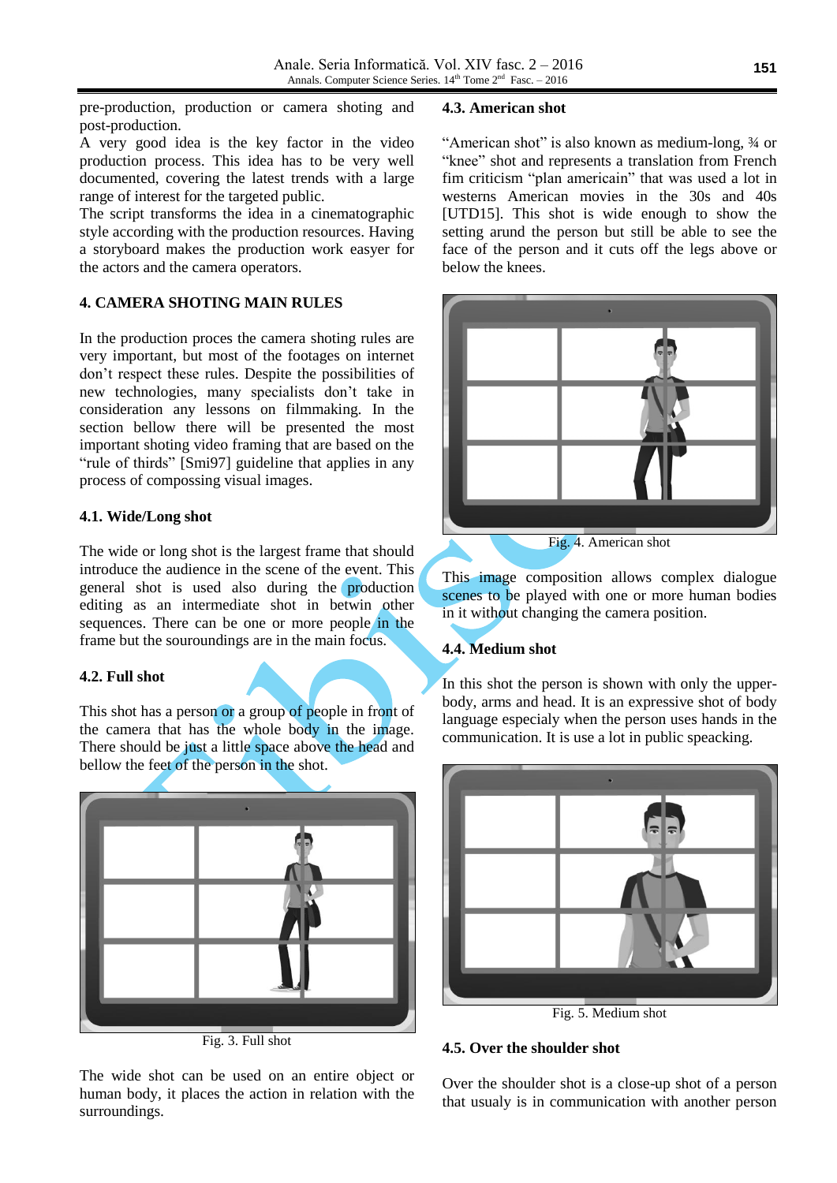pre-production, production or camera shoting and post-production.
A very good idea is the key factor in the video production process. This idea has to be very well documented, covering the latest trends with a large range of interest for the targeted public.
The script transforms the idea in a cinematographic style according with the production resources. Having a storyboard makes the production work easyer for the actors and the camera operators.

## 4. CAMERA SHOTING MAIN RULES

In the production proces the camera shoting rules are very important, but most of the footages on internet don't respect these rules. Despite the possibilities of new technologies, many specialists don't take in consideration any lessons on filmmaking. In the section bellow there will be presented the most important shoting video framing that are based on the "rule of thirds" [Smi97] guideline that applies in any process of compossing visual images.

### 4.1. Wide/Long shot

The wide or long shot is the largest frame that should introduce the audience in the scene of the event. This general shot is used also during the production editing as an intermediate shot in betwin other sequences. There can be one or more people in the frame but the souroundings are in the main focus.

### 4.2. Full shot

This shot has a person or a group of people in front of the camera that has the whole body in the image. There should be just a little space above the head and bellow the feet of the person in the shot.

Fig. 3. Full shot

The wide shot can be used on an entire object or human body, it places the action in relation with the surroundings.

### 4.3. American shot

"American shot" is also known as medium-long, ¾ or "knee" shot and represents a translation from French fim criticism "plan americain" that was used a lot in westerns American movies in the 30s and 40s [UTD15]. This shot is wide enough to show the setting arund the person but still be able to see the face of the person and it cuts off the legs above or below the knees.

Fig. 4. American shot

This image composition allows complex dialogue scenes to be played with one or more human bodies in it without changing the camera position.

### 4.4. Medium shot

In this shot the person is shown with only the upper-body, arms and head. It is an expressive shot of body language especialy when the person uses hands in the communication. It is use a lot in public speacking.

Fig. 5. Medium shot

### 4.5. Over the shoulder shot

Over the shoulder shot is a close-up shot of a person that usualy is in communication with another person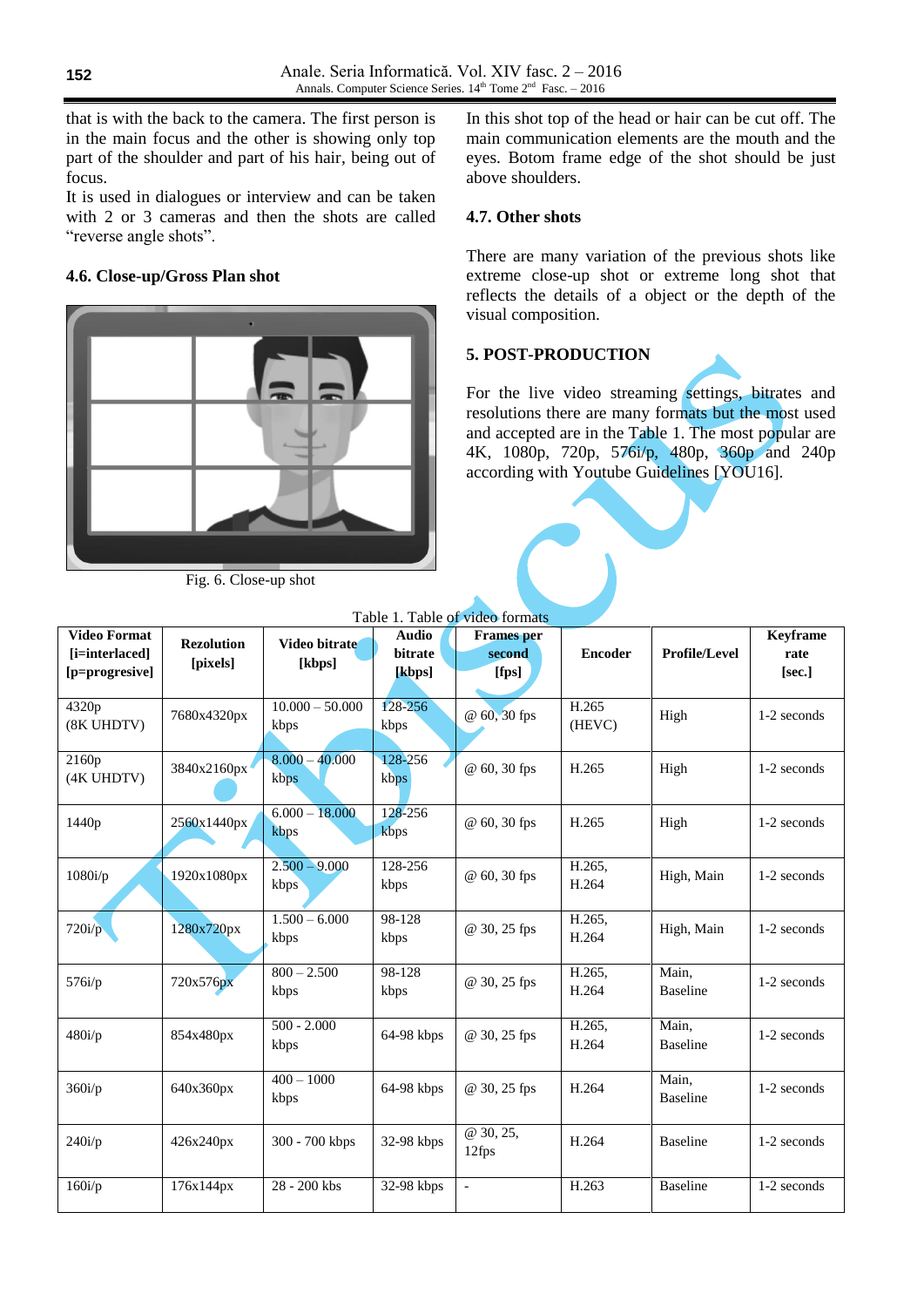that is with the back to the camera. The first person is in the main focus and the other is showing only top part of the shoulder and part of his hair, being out of focus.
It is used in dialogues or interview and can be taken with 2 or 3 cameras and then the shots are called "reverse angle shots".

### 4.6. Close-up/Gross Plan shot

Fig. 6. Close-up shot

In this shot top of the head or hair can be cut off. The main communication elements are the mouth and the eyes. Botom frame edge of the shot should be just above shoulders.

### 4.7. Other shots

There are many variation of the previous shots like extreme close-up shot or extreme long shot that reflects the details of a object or the depth of the visual composition.

## 5. POST-PRODUCTION

For the live video streaming settings, bitrates and resolutions there are many formats but the most used and accepted are in the Table 1. The most popular are 4K, 1080p, 720p, 576i/p, 480p, 360p and 240p according with Youtube Guidelines [YOU16].

Table 1. Table of video formats

| Video Format [i=interlaced] [p=progresive] | Rezolution [pixels] | Video bitrate [kbps] | Audio bitrate [kbps] | Frames per second [fps] | Encoder | Profile/Level | Keyframe rate [sec.] |
|---|---|---|---|---|---|---|---|
| 4320p (8K UHDTV) | 7680x4320px | 10.000 – 50.000 kbps | 128-256 kbps | @ 60, 30 fps | H.265 (HEVC) | High | 1-2 seconds |
| 2160p (4K UHDTV) | 3840x2160px | 8.000 – 40.000 kbps | 128-256 kbps | @ 60, 30 fps | H.265 | High | 1-2 seconds |
| 1440p | 2560x1440px | 6.000 – 18.000 kbps | 128-256 kbps | @ 60, 30 fps | H.265 | High | 1-2 seconds |
| 1080i/p | 1920x1080px | 2.500 – 9.000 kbps | 128-256 kbps | @ 60, 30 fps | H.265, H.264 | High, Main | 1-2 seconds |
| 720i/p | 1280x720px | 1.500 – 6.000 kbps | 98-128 kbps | @ 30, 25 fps | H.265, H.264 | High, Main | 1-2 seconds |
| 576i/p | 720x576px | 800 – 2.500 kbps | 98-128 kbps | @ 30, 25 fps | H.265, H.264 | Main, Baseline | 1-2 seconds |
| 480i/p | 854x480px | 500 - 2.000 kbps | 64-98 kbps | @ 30, 25 fps | H.265, H.264 | Main, Baseline | 1-2 seconds |
| 360i/p | 640x360px | 400 – 1000 kbps | 64-98 kbps | @ 30, 25 fps | H.264 | Main, Baseline | 1-2 seconds |
| 240i/p | 426x240px | 300 - 700 kbps | 32-98 kbps | @ 30, 25, 12fps | H.264 | Baseline | 1-2 seconds |
| 160i/p | 176x144px | 28 - 200 kbs | 32-98 kbps | - | H.263 | Baseline | 1-2 seconds |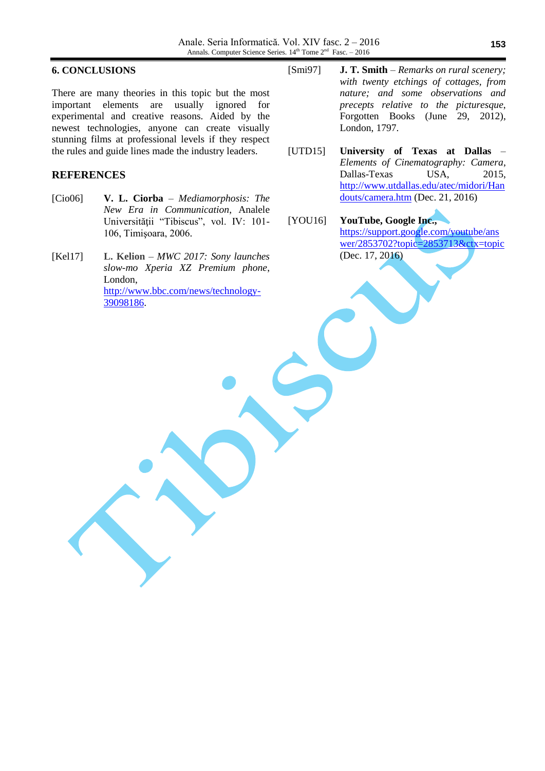## 6. CONCLUSIONS

There are many theories in this topic but the most important elements are usually ignored for experimental and creative reasons. Aided by the newest technologies, anyone can create visually stunning films at professional levels if they respect the rules and guide lines made the industry leaders.

## REFERENCES

[Cio06] **V. L. Ciorba** – *Mediamorphosis: The New Era in Communication*, Analele Universităţii "Tibiscus", vol. IV: 101-106, Timişoara, 2006.

[Kel17] **L. Kelion** – *MWC 2017: Sony launches slow-mo Xperia XZ Premium phone*, London, http://www.bbc.com/news/technology-39098186.

[Smi97] **J. T. Smith** – *Remarks on rural scenery; with twenty etchings of cottages, from nature; and some observations and precepts relative to the picturesque*, Forgotten Books (June 29, 2012), London, 1797.

[UTD15] **University of Texas at Dallas** – *Elements of Cinematography: Camera*, Dallas-Texas USA, 2015, http://www.utdallas.edu/atec/midori/Handouts/camera.htm (Dec. 21, 2016)

[YOU16] **YouTube, Google Inc.**, https://support.google.com/youtube/answer/2853702?topic=2853713&ctx=topic (Dec. 17, 2016)